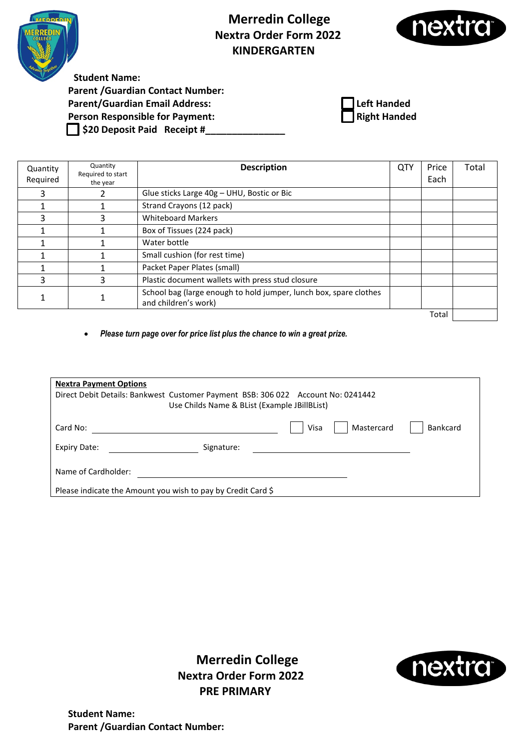# Merredin College
## Nextra Order Form 2022
## KINDERGARTEN

**Student Name:**
**Parent /Guardian Contact Number:**
**Parent/Guardian Email Address:**
**Person Responsible for Payment:**
☐ **$20 Deposit Paid Receipt #_______________**

☐ **Left Handed**
☐ **Right Handed**

| Quantity Required | Quantity Required to start the year | Description | QTY | Price Each | Total |
|---|---|---|---|---|---|
| 3 | 2 | Glue sticks Large 40g – UHU, Bostic or Bic | | | |
| 1 | 1 | Strand Crayons (12 pack) | | | |
| 3 | 3 | Whiteboard Markers | | | |
| 1 | 1 | Box of Tissues (224 pack) | | | |
| 1 | 1 | Water bottle | | | |
| 1 | 1 | Small cushion (for rest time) | | | |
| 1 | 1 | Packet Paper Plates (small) | | | |
| 3 | 3 | Plastic document wallets with press stud closure | | | |
| 1 | 1 | School bag (large enough to hold jumper, lunch box, spare clothes and children's work) | | | |
| | | | | Total | |

- ***Please turn page over for price list plus the chance to win a great prize.***

**Nextra Payment Options**
Direct Debit Details: Bankwest Customer Payment BSB: 306 022 Account No: 0241442
Use Childs Name & BList (Example JBillBList)

Card No: ______________________ ☐ Visa ☐ Mastercard ☐ Bankcard

Expiry Date: ______________ Signature: ______________________

Name of Cardholder: ______________________

Please indicate the Amount you wish to pay by Credit Card $

# Merredin College
## Nextra Order Form 2022
## PRE PRIMARY

**Student Name:**
**Parent /Guardian Contact Number:**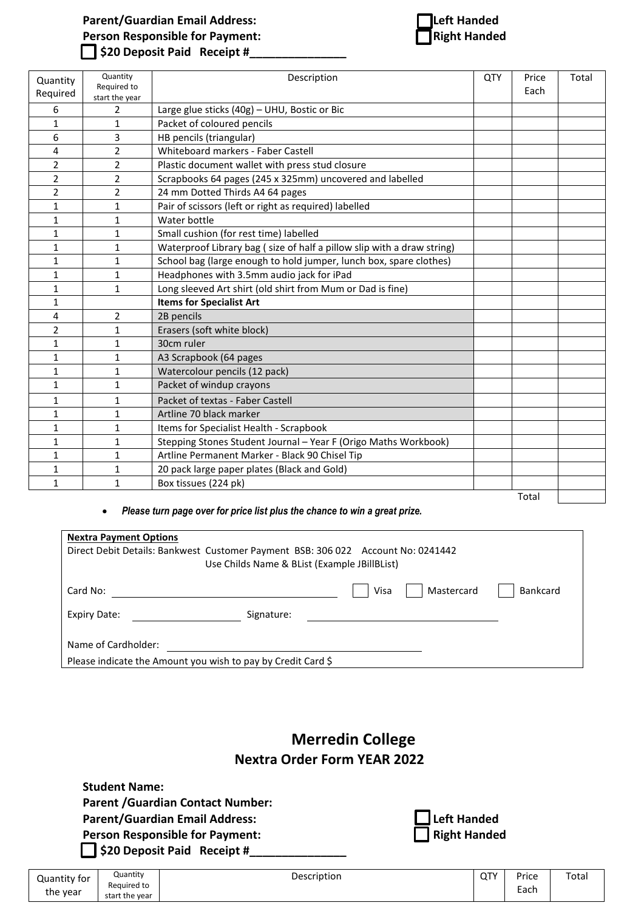**Parent/Guardian Email Address:**
**Person Responsible for Payment:**
☐ **$20 Deposit Paid Receipt #_______________**

☐ **Left Handed**
☐ **Right Handed**

| Quantity Required | Quantity Required to start the year | Description | QTY | Price Each | Total |
|---|---|---|---|---|---|
| 6 | 2 | Large glue sticks (40g) – UHU, Bostic or Bic | | | |
| 1 | 1 | Packet of coloured pencils | | | |
| 6 | 3 | HB pencils (triangular) | | | |
| 4 | 2 | Whiteboard markers - Faber Castell | | | |
| 2 | 2 | Plastic document wallet with press stud closure | | | |
| 2 | 2 | Scrapbooks 64 pages (245 x 325mm) uncovered and labelled | | | |
| 2 | 2 | 24 mm Dotted Thirds A4 64 pages | | | |
| 1 | 1 | Pair of scissors (left or right as required) labelled | | | |
| 1 | 1 | Water bottle | | | |
| 1 | 1 | Small cushion (for rest time) labelled | | | |
| 1 | 1 | Waterproof Library bag ( size of half a pillow slip with a draw string) | | | |
| 1 | 1 | School bag (large enough to hold jumper, lunch box, spare clothes) | | | |
| 1 | 1 | Headphones with 3.5mm audio jack for iPad | | | |
| 1 | 1 | Long sleeved Art shirt (old shirt from Mum or Dad is fine) | | | |
| 1 | | **Items for Specialist Art** | | | |
| 4 | 2 | 2B pencils | | | |
| 2 | 1 | Erasers (soft white block) | | | |
| 1 | 1 | 30cm ruler | | | |
| 1 | 1 | A3 Scrapbook (64 pages | | | |
| 1 | 1 | Watercolour pencils (12 pack) | | | |
| 1 | 1 | Packet of windup crayons | | | |
| 1 | 1 | Packet of textas - Faber Castell | | | |
| 1 | 1 | Artline 70 black marker | | | |
| 1 | 1 | Items for Specialist Health - Scrapbook | | | |
| 1 | 1 | Stepping Stones Student Journal – Year F (Origo Maths Workbook) | | | |
| 1 | 1 | Artline Permanent Marker - Black 90 Chisel Tip | | | |
| 1 | 1 | 20 pack large paper plates (Black and Gold) | | | |
| 1 | 1 | Box tissues (224 pk) | | | |
| | | | | Total | |

- ***Please turn page over for price list plus the chance to win a great prize.***

**Nextra Payment Options**
Direct Debit Details: Bankwest Customer Payment BSB: 306 022 Account No: 0241442
Use Childs Name & BList (Example JBillBList)

Card No: ______________________ ☐ Visa ☐ Mastercard ☐ Bankcard

Expiry Date: ______________ Signature: ______________________

Name of Cardholder: ______________________

Please indicate the Amount you wish to pay by Credit Card $

## Merredin College

### Nextra Order Form YEAR 2022

**Student Name:**
**Parent /Guardian Contact Number:**
**Parent/Guardian Email Address:**
**Person Responsible for Payment:**
☐ **$20 Deposit Paid Receipt #_______________**

☐ **Left Handed**
☐ **Right Handed**

| Quantity for the year | Quantity Required to start the year | Description | QTY | Price Each | Total |
|---|---|---|---|---|---|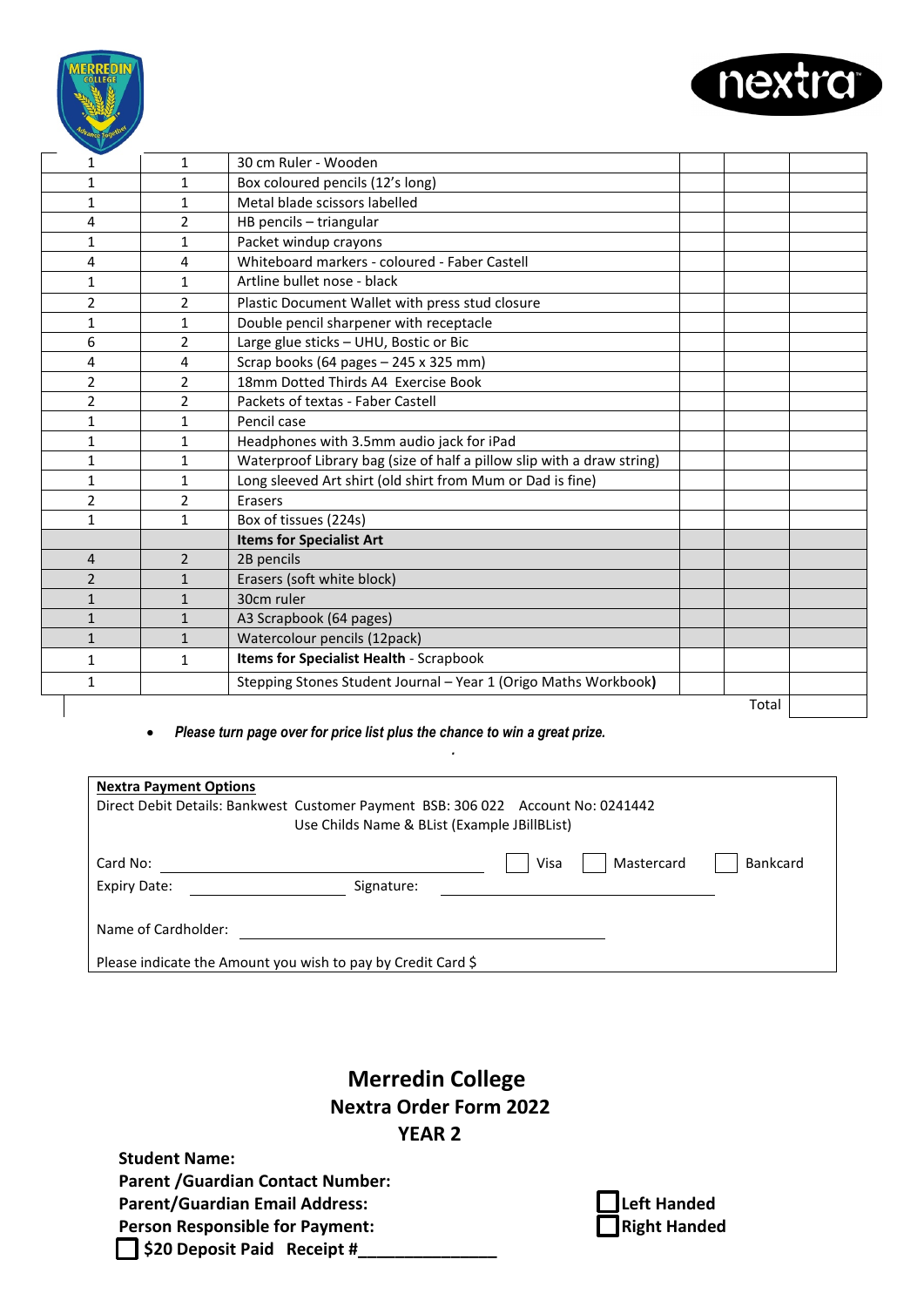| | | | | | |
|---|---|---|---|---|---|
| 1 | 1 | 30 cm Ruler - Wooden | | | |
| 1 | 1 | Box coloured pencils (12's long) | | | |
| 1 | 1 | Metal blade scissors labelled | | | |
| 4 | 2 | HB pencils – triangular | | | |
| 1 | 1 | Packet windup crayons | | | |
| 4 | 4 | Whiteboard markers - coloured - Faber Castell | | | |
| 1 | 1 | Artline bullet nose - black | | | |
| 2 | 2 | Plastic Document Wallet with press stud closure | | | |
| 1 | 1 | Double pencil sharpener with receptacle | | | |
| 6 | 2 | Large glue sticks – UHU, Bostic or Bic | | | |
| 4 | 4 | Scrap books (64 pages – 245 x 325 mm) | | | |
| 2 | 2 | 18mm Dotted Thirds A4 Exercise Book | | | |
| 2 | 2 | Packets of textas - Faber Castell | | | |
| 1 | 1 | Pencil case | | | |
| 1 | 1 | Headphones with 3.5mm audio jack for iPad | | | |
| 1 | 1 | Waterproof Library bag (size of half a pillow slip with a draw string) | | | |
| 1 | 1 | Long sleeved Art shirt (old shirt from Mum or Dad is fine) | | | |
| 2 | 2 | Erasers | | | |
| 1 | 1 | Box of tissues (224s) | | | |
| | | **Items for Specialist Art** | | | |
| 4 | 2 | 2B pencils | | | |
| 2 | 1 | Erasers (soft white block) | | | |
| 1 | 1 | 30cm ruler | | | |
| 1 | 1 | A3 Scrapbook (64 pages) | | | |
| 1 | 1 | Watercolour pencils (12pack) | | | |
| 1 | 1 | **Items for Specialist Health** - Scrapbook | | | |
| 1 | | Stepping Stones Student Journal – Year 1 (Origo Maths Workbook**)** | | | |
| | | | | Total | |

- ***Please turn page over for price list plus the chance to win a great prize.***

**Nextra Payment Options**

Direct Debit Details: Bankwest Customer Payment BSB: 306 022 Account No: 0241442

Use Childs Name & BList (Example JBillBList)

Card No: ______________________ ☐ Visa ☐ Mastercard ☐ Bankcard

Expiry Date: ______________ Signature: ______________________

Name of Cardholder: ______________________________

Please indicate the Amount you wish to pay by Credit Card $

# Merredin College
## Nextra Order Form 2022
## YEAR 2

**Student Name:**

**Parent /Guardian Contact Number:**

**Parent/Guardian Email Address:**

**Person Responsible for Payment:**

☐ **$20 Deposit Paid Receipt #_______________**

☐ **Left Handed**

☐ **Right Handed**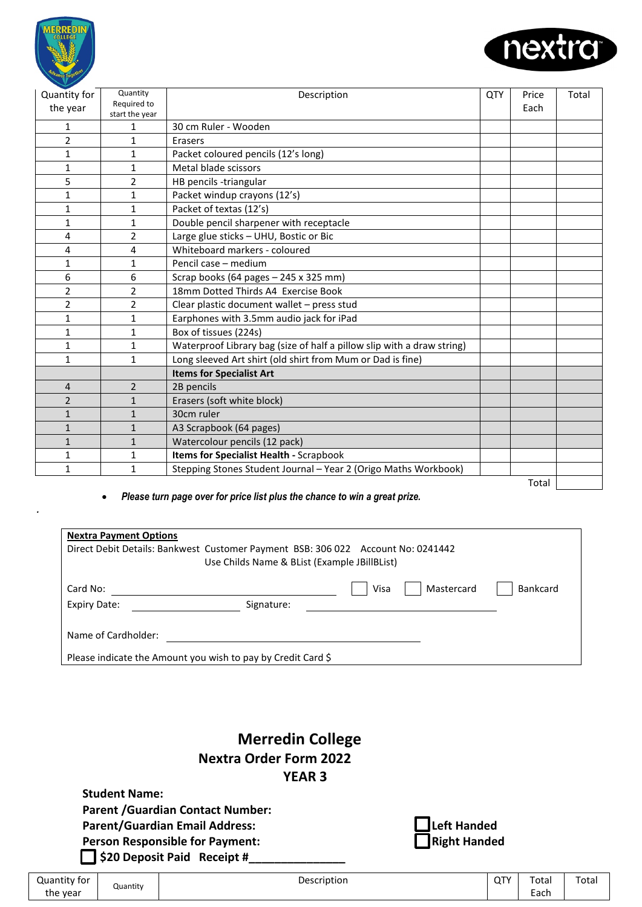| Quantity for the year | Quantity Required to start the year | Description | QTY | Price Each | Total |
|---|---|---|---|---|---|
| 1 | 1 | 30 cm Ruler - Wooden | | | |
| 2 | 1 | Erasers | | | |
| 1 | 1 | Packet coloured pencils (12's long) | | | |
| 1 | 1 | Metal blade scissors | | | |
| 5 | 2 | HB pencils -triangular | | | |
| 1 | 1 | Packet windup crayons (12's) | | | |
| 1 | 1 | Packet of textas (12's) | | | |
| 1 | 1 | Double pencil sharpener with receptacle | | | |
| 4 | 2 | Large glue sticks – UHU, Bostic or Bic | | | |
| 4 | 4 | Whiteboard markers - coloured | | | |
| 1 | 1 | Pencil case – medium | | | |
| 6 | 6 | Scrap books (64 pages – 245 x 325 mm) | | | |
| 2 | 2 | 18mm Dotted Thirds A4 Exercise Book | | | |
| 2 | 2 | Clear plastic document wallet – press stud | | | |
| 1 | 1 | Earphones with 3.5mm audio jack for iPad | | | |
| 1 | 1 | Box of tissues (224s) | | | |
| 1 | 1 | Waterproof Library bag (size of half a pillow slip with a draw string) | | | |
| 1 | 1 | Long sleeved Art shirt (old shirt from Mum or Dad is fine) | | | |
| | | **Items for Specialist Art** | | | |
| 4 | 2 | 2B pencils | | | |
| 2 | 1 | Erasers (soft white block) | | | |
| 1 | 1 | 30cm ruler | | | |
| 1 | 1 | A3 Scrapbook (64 pages) | | | |
| 1 | 1 | Watercolour pencils (12 pack) | | | |
| 1 | 1 | **Items for Specialist Health -** Scrapbook | | | |
| 1 | 1 | Stepping Stones Student Journal – Year 2 (Origo Maths Workbook) | | | |
| | | | | Total | |

- ***Please turn page over for price list plus the chance to win a great prize.***

.

**Nextra Payment Options**

Direct Debit Details: Bankwest Customer Payment BSB: 306 022 Account No: 0241442

Use Childs Name & BList (Example JBillBList)

Card No: ______________________ ☐ Visa ☐ Mastercard ☐ Bankcard

Expiry Date: ______________ Signature: ______________________

Name of Cardholder: ______________________

Please indicate the Amount you wish to pay by Credit Card $

# Merredin College

## Nextra Order Form 2022

## YEAR 3

**Student Name:**

**Parent /Guardian Contact Number:**

**Parent/Guardian Email Address:**

**Person Responsible for Payment:**

☐ **$20 Deposit Paid Receipt #_______________**

☐ **Left Handed**

☐ **Right Handed**

| Quantity for the year | Quantity | Description | QTY | Total Each | Total |
|---|---|---|---|---|---|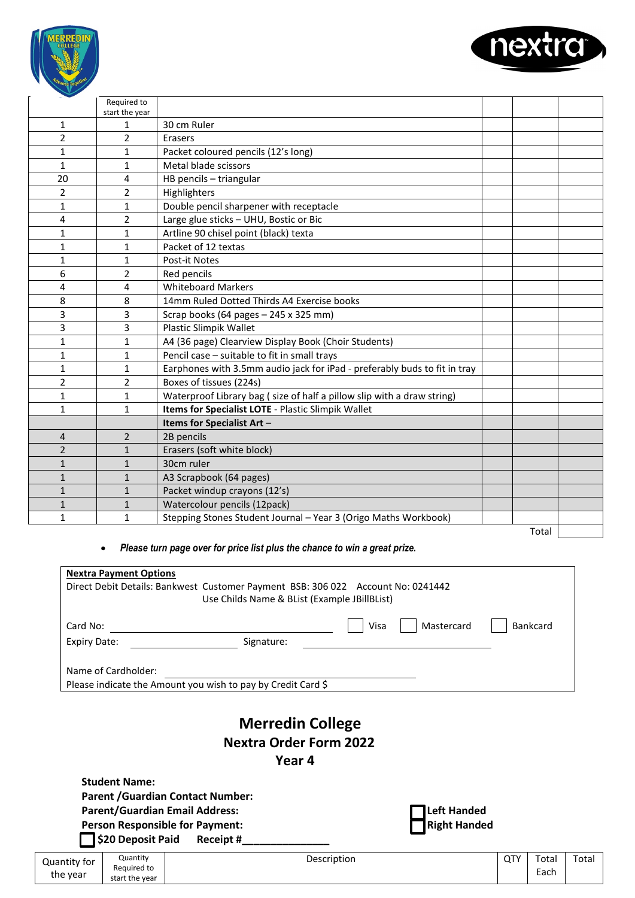| | Required to start the year | | | | |
|---|---|---|---|---|---|
| 1 | 1 | 30 cm Ruler | | | |
| 2 | 2 | Erasers | | | |
| 1 | 1 | Packet coloured pencils (12's long) | | | |
| 1 | 1 | Metal blade scissors | | | |
| 20 | 4 | HB pencils – triangular | | | |
| 2 | 2 | Highlighters | | | |
| 1 | 1 | Double pencil sharpener with receptacle | | | |
| 4 | 2 | Large glue sticks – UHU, Bostic or Bic | | | |
| 1 | 1 | Artline 90 chisel point (black) texta | | | |
| 1 | 1 | Packet of 12 textas | | | |
| 1 | 1 | Post-it Notes | | | |
| 6 | 2 | Red pencils | | | |
| 4 | 4 | Whiteboard Markers | | | |
| 8 | 8 | 14mm Ruled Dotted Thirds A4 Exercise books | | | |
| 3 | 3 | Scrap books (64 pages – 245 x 325 mm) | | | |
| 3 | 3 | Plastic Slimpik Wallet | | | |
| 1 | 1 | A4 (36 page) Clearview Display Book (Choir Students) | | | |
| 1 | 1 | Pencil case – suitable to fit in small trays | | | |
| 1 | 1 | Earphones with 3.5mm audio jack for iPad - preferably buds to fit in tray | | | |
| 2 | 2 | Boxes of tissues (224s) | | | |
| 1 | 1 | Waterproof Library bag ( size of half a pillow slip with a draw string) | | | |
| 1 | 1 | **Items for Specialist LOTE** - Plastic Slimpik Wallet | | | |
| | | **Items for Specialist Art** – | | | |
| 4 | 2 | 2B pencils | | | |
| 2 | 1 | Erasers (soft white block) | | | |
| 1 | 1 | 30cm ruler | | | |
| 1 | 1 | A3 Scrapbook (64 pages) | | | |
| 1 | 1 | Packet windup crayons (12's) | | | |
| 1 | 1 | Watercolour pencils (12pack) | | | |
| 1 | 1 | Stepping Stones Student Journal – Year 3 (Origo Maths Workbook) | | | |
| | | | | Total | |

- ***Please turn page over for price list plus the chance to win a great prize.***

**Nextra Payment Options**

Direct Debit Details: Bankwest Customer Payment BSB: 306 022 Account No: 0241442
Use Childs Name & BList (Example JBillBList)

Card No: ______________________ ☐ Visa ☐ Mastercard ☐ Bankcard

Expiry Date: ____________ Signature: ______________________

Name of Cardholder: ______________________

Please indicate the Amount you wish to pay by Credit Card $

# Merredin College

## Nextra Order Form 2022

## Year 4

**Student Name:**

**Parent /Guardian Contact Number:**

**Parent/Guardian Email Address:**

**Person Responsible for Payment:**

☐ **$20 Deposit Paid** **Receipt #_______________**

☐ **Left Handed**

☐ **Right Handed**

| Quantity for the year | Quantity Required to start the year | Description | QTY | Total Each | Total |
|---|---|---|---|---|---|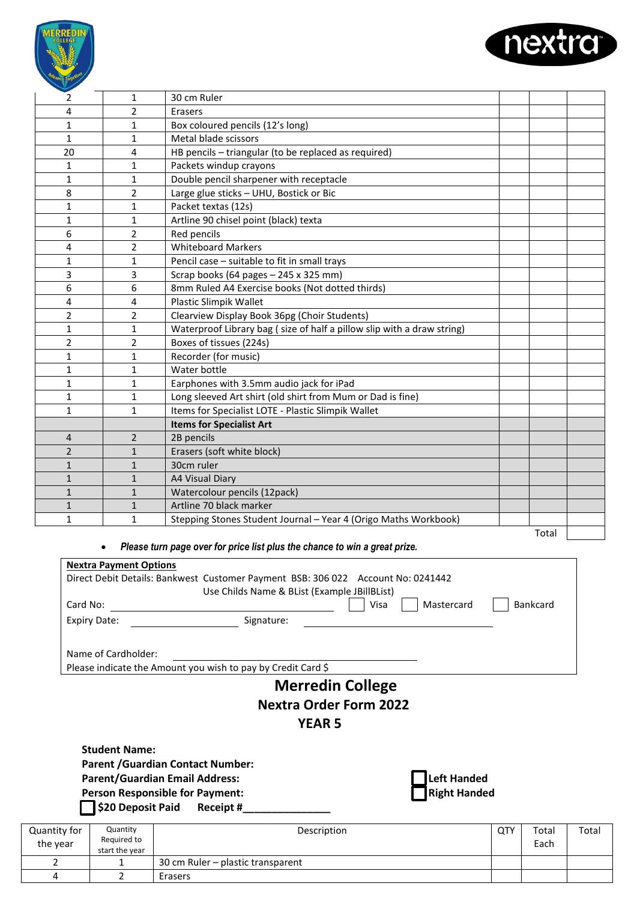| | | | | | |
|---|---|---|---|---|---|
| 2 | 1 | 30 cm Ruler | | | |
| 4 | 2 | Erasers | | | |
| 1 | 1 | Box coloured pencils (12's long) | | | |
| 1 | 1 | Metal blade scissors | | | |
| 20 | 4 | HB pencils – triangular (to be replaced as required) | | | |
| 1 | 1 | Packets windup crayons | | | |
| 1 | 1 | Double pencil sharpener with receptacle | | | |
| 8 | 2 | Large glue sticks – UHU, Bostick or Bic | | | |
| 1 | 1 | Packet textas (12s) | | | |
| 1 | 1 | Artline 90 chisel point (black) texta | | | |
| 6 | 2 | Red pencils | | | |
| 4 | 2 | Whiteboard Markers | | | |
| 1 | 1 | Pencil case – suitable to fit in small trays | | | |
| 3 | 3 | Scrap books (64 pages – 245 x 325 mm) | | | |
| 6 | 6 | 8mm Ruled A4 Exercise books (Not dotted thirds) | | | |
| 4 | 4 | Plastic Slimpik Wallet | | | |
| 2 | 2 | Clearview Display Book 36pg (Choir Students) | | | |
| 1 | 1 | Waterproof Library bag ( size of half a pillow slip with a draw string) | | | |
| 2 | 2 | Boxes of tissues (224s) | | | |
| 1 | 1 | Recorder (for music) | | | |
| 1 | 1 | Water bottle | | | |
| 1 | 1 | Earphones with 3.5mm audio jack for iPad | | | |
| 1 | 1 | Long sleeved Art shirt (old shirt from Mum or Dad is fine) | | | |
| 1 | 1 | Items for Specialist LOTE - Plastic Slimpik Wallet | | | |
| | | **Items for Specialist Art** | | | |
| 4 | 2 | 2B pencils | | | |
| 2 | 1 | Erasers (soft white block) | | | |
| 1 | 1 | 30cm ruler | | | |
| 1 | 1 | A4 Visual Diary | | | |
| 1 | 1 | Watercolour pencils (12pack) | | | |
| 1 | 1 | Artline 70 black marker | | | |
| 1 | 1 | Stepping Stones Student Journal – Year 4 (Origo Maths Workbook) | | | |
| | | | | Total | |

- ***Please turn page over for price list plus the chance to win a great prize.***

**Nextra Payment Options**

Direct Debit Details: Bankwest Customer Payment BSB: 306 022 Account No: 0241442

Use Childs Name & BList (Example JBillBList)

Card No: ______________________ ☐ Visa ☐ Mastercard ☐ Bankcard

Expiry Date: ______________ Signature: ______________________

Name of Cardholder: ______________________

Please indicate the Amount you wish to pay by Credit Card $

# Merredin College

## Nextra Order Form 2022

## YEAR 5

**Student Name:**

**Parent /Guardian Contact Number:**

**Parent/Guardian Email Address:**

**Person Responsible for Payment:**

☐ **$20 Deposit Paid** **Receipt #______________**

☐ **Left Handed**

☐ **Right Handed**

| Quantity for the year | Quantity Required to start the year | Description | QTY | Total Each | Total |
|---|---|---|---|---|---|
| 2 | 1 | 30 cm Ruler – plastic transparent | | | |
| 4 | 2 | Erasers | | | |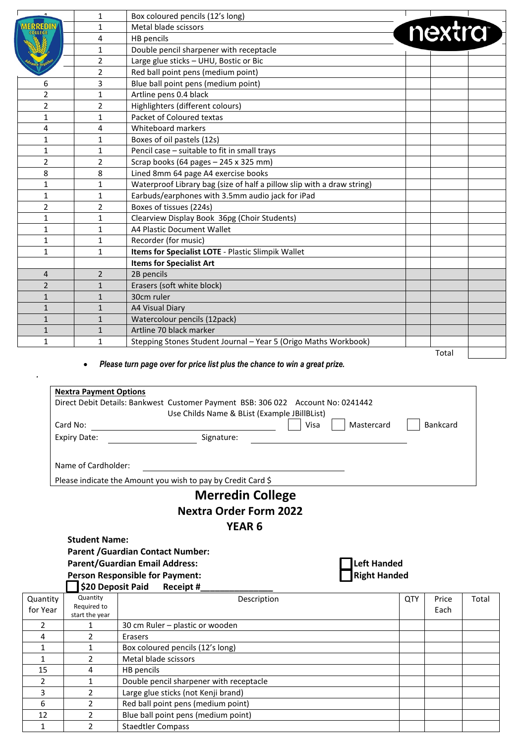| | | | | | |
|---|---|---|---|---|---|
| 1 | 1 | Box coloured pencils (12's long) | | | |
| | 1 | Metal blade scissors | | | |
| | 4 | HB pencils | | | |
| | 1 | Double pencil sharpener with receptacle | | | |
| | 2 | Large glue sticks – UHU, Bostic or Bic | | | |
| | 2 | Red ball point pens (medium point) | | | |
| 6 | 3 | Blue ball point pens (medium point) | | | |
| 2 | 1 | Artline pens 0.4 black | | | |
| 2 | 2 | Highlighters (different colours) | | | |
| 1 | 1 | Packet of Coloured textas | | | |
| 4 | 4 | Whiteboard markers | | | |
| 1 | 1 | Boxes of oil pastels (12s) | | | |
| 1 | 1 | Pencil case – suitable to fit in small trays | | | |
| 2 | 2 | Scrap books (64 pages – 245 x 325 mm) | | | |
| 8 | 8 | Lined 8mm 64 page A4 exercise books | | | |
| 1 | 1 | Waterproof Library bag (size of half a pillow slip with a draw string) | | | |
| 1 | 1 | Earbuds/earphones with 3.5mm audio jack for iPad | | | |
| 2 | 2 | Boxes of tissues (224s) | | | |
| 1 | 1 | Clearview Display Book 36pg (Choir Students) | | | |
| 1 | 1 | A4 Plastic Document Wallet | | | |
| 1 | 1 | Recorder (for music) | | | |
| 1 | 1 | **Items for Specialist LOTE** - Plastic Slimpik Wallet | | | |
| | | **Items for Specialist Art** | | | |
| 4 | 2 | 2B pencils | | | |
| 2 | 1 | Erasers (soft white block) | | | |
| 1 | 1 | 30cm ruler | | | |
| 1 | 1 | A4 Visual Diary | | | |
| 1 | 1 | Watercolour pencils (12pack) | | | |
| 1 | 1 | Artline 70 black marker | | | |
| 1 | 1 | Stepping Stones Student Journal – Year 5 (Origo Maths Workbook) | | | |
| | | | | Total | |

- ***Please turn page over for price list plus the chance to win a great prize.***

**Nextra Payment Options**

Direct Debit Details: Bankwest Customer Payment BSB: 306 022 Account No: 0241442

Use Childs Name & BList (Example JBillBList)

Card No: ______________________ ☐ Visa ☐ Mastercard ☐ Bankcard

Expiry Date: ______________ Signature: ______________________

Name of Cardholder: ______________________

Please indicate the Amount you wish to pay by Credit Card $

# Merredin College

## Nextra Order Form 2022

## YEAR 6

**Student Name:**

**Parent /Guardian Contact Number:**

**Parent/Guardian Email Address:**

**Person Responsible for Payment:**

☐ **Left Handed**

☐ **Right Handed**

☐ **$20 Deposit Paid Receipt #_______________**

| Quantity for Year | Quantity Required to start the year | Description | QTY | Price Each | Total |
|---|---|---|---|---|---|
| 2 | 1 | 30 cm Ruler – plastic or wooden | | | |
| 4 | 2 | Erasers | | | |
| 1 | 1 | Box coloured pencils (12's long) | | | |
| 1 | 2 | Metal blade scissors | | | |
| 15 | 4 | HB pencils | | | |
| 2 | 1 | Double pencil sharpener with receptacle | | | |
| 3 | 2 | Large glue sticks (not Kenji brand) | | | |
| 6 | 2 | Red ball point pens (medium point) | | | |
| 12 | 2 | Blue ball point pens (medium point) | | | |
| 1 | 2 | Staedtler Compass | | | |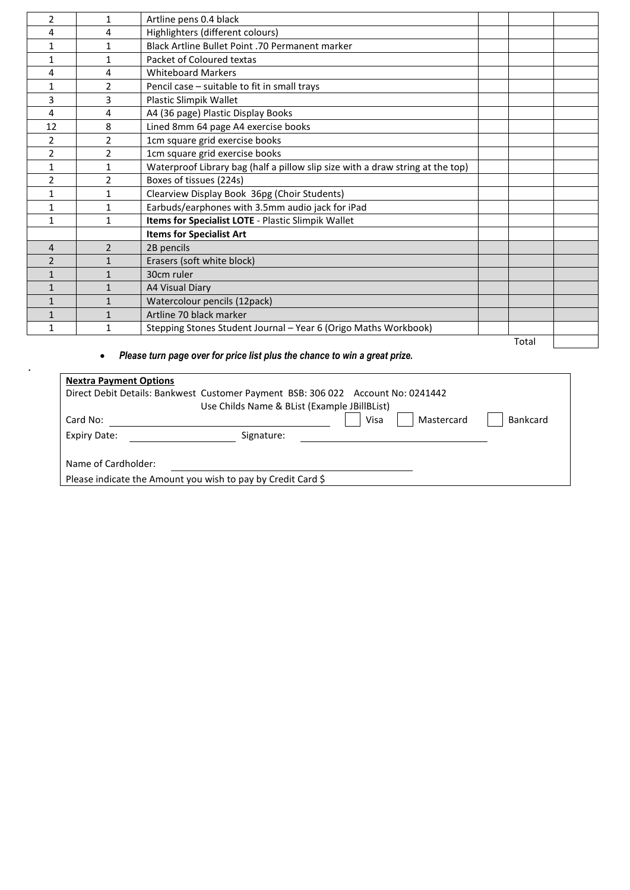| | | | | | |
|---|---|---|---|---|---|
| 2 | 1 | Artline pens 0.4 black | | | |
| 4 | 4 | Highlighters (different colours) | | | |
| 1 | 1 | Black Artline Bullet Point .70 Permanent marker | | | |
| 1 | 1 | Packet of Coloured textas | | | |
| 4 | 4 | Whiteboard Markers | | | |
| 1 | 2 | Pencil case – suitable to fit in small trays | | | |
| 3 | 3 | Plastic Slimpik Wallet | | | |
| 4 | 4 | A4 (36 page) Plastic Display Books | | | |
| 12 | 8 | Lined 8mm 64 page A4 exercise books | | | |
| 2 | 2 | 1cm square grid exercise books | | | |
| 2 | 2 | 1cm square grid exercise books | | | |
| 1 | 1 | Waterproof Library bag (half a pillow slip size with a draw string at the top) | | | |
| 2 | 2 | Boxes of tissues (224s) | | | |
| 1 | 1 | Clearview Display Book 36pg (Choir Students) | | | |
| 1 | 1 | Earbuds/earphones with 3.5mm audio jack for iPad | | | |
| 1 | 1 | **Items for Specialist LOTE** - Plastic Slimpik Wallet | | | |
| | | **Items for Specialist Art** | | | |
| 4 | 2 | 2B pencils | | | |
| 2 | 1 | Erasers (soft white block) | | | |
| 1 | 1 | 30cm ruler | | | |
| 1 | 1 | A4 Visual Diary | | | |
| 1 | 1 | Watercolour pencils (12pack) | | | |
| 1 | 1 | Artline 70 black marker | | | |
| 1 | 1 | Stepping Stones Student Journal – Year 6 (Origo Maths Workbook) | | | |
| | | | | Total | |

- ***Please turn page over for price list plus the chance to win a great prize.***

**Nextra Payment Options**

Direct Debit Details: Bankwest Customer Payment BSB: 306 022 Account No: 0241442

Use Childs Name & BList (Example JBillBList)

Card No: ________________ ☐ Visa ☐ Mastercard ☐ Bankcard

Expiry Date: ____________ Signature: ________________

Name of Cardholder: ________________

Please indicate the Amount you wish to pay by Credit Card $